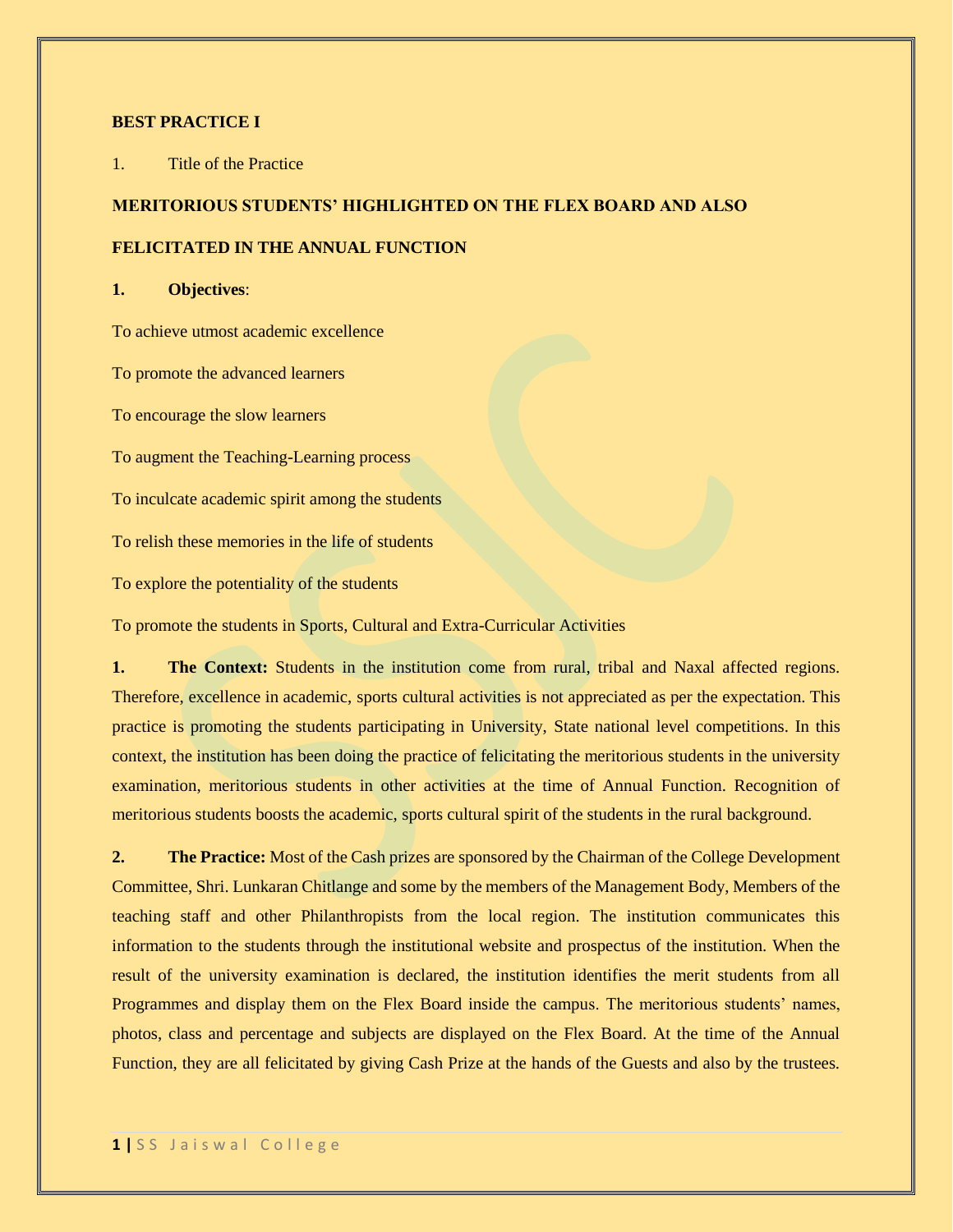**BEST PRACTICE I**

1. Title of the Practice

**MERITORIOUS STUDENTS' HIGHLIGHTED ON THE FLEX BOARD AND ALSO FELICITATED IN THE ANNUAL FUNCTION**

1. **Objectives**:

To achieve utmost academic excellence

To promote the advanced learners

To encourage the slow learners

To augment the Teaching-Learning process

To inculcate academic spirit among the students

To relish these memories in the life of students

To explore the potentiality of the students

To promote the students in Sports, Cultural and Extra-Curricular Activities

1. **The Context:** Students in the institution come from rural, tribal and Naxal affected regions. Therefore, excellence in academic, sports cultural activities is not appreciated as per the expectation. This practice is promoting the students participating in University, State national level competitions. In this context, the institution has been doing the practice of felicitating the meritorious students in the university examination, meritorious students in other activities at the time of Annual Function. Recognition of meritorious students boosts the academic, sports cultural spirit of the students in the rural background.

2. **The Practice:** Most of the Cash prizes are sponsored by the Chairman of the College Development Committee, Shri. Lunkaran Chitlange and some by the members of the Management Body, Members of the teaching staff and other Philanthropists from the local region. The institution communicates this information to the students through the institutional website and prospectus of the institution. When the result of the university examination is declared, the institution identifies the merit students from all Programmes and display them on the Flex Board inside the campus. The meritorious students' names, photos, class and percentage and subjects are displayed on the Flex Board. At the time of the Annual Function, they are all felicitated by giving Cash Prize at the hands of the Guests and also by the trustees.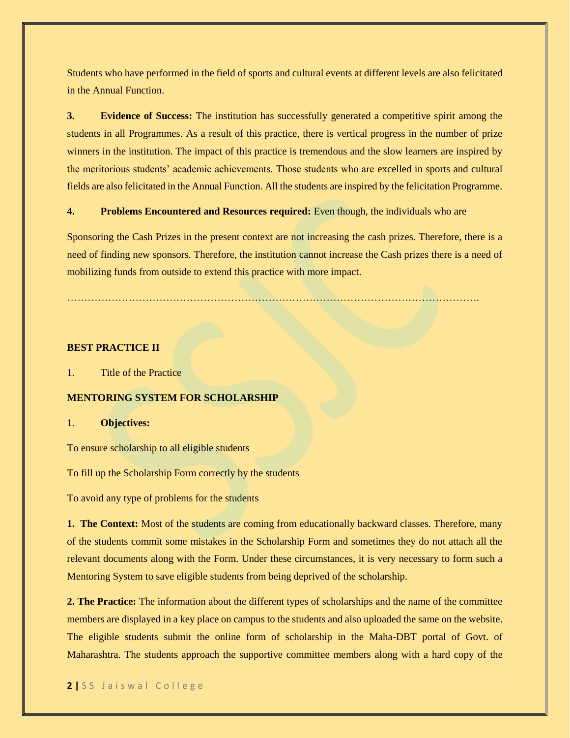Students who have performed in the field of sports and cultural events at different levels are also felicitated in the Annual Function.

**3. Evidence of Success:** The institution has successfully generated a competitive spirit among the students in all Programmes. As a result of this practice, there is vertical progress in the number of prize winners in the institution. The impact of this practice is tremendous and the slow learners are inspired by the meritorious students' academic achievements. Those students who are excelled in sports and cultural fields are also felicitated in the Annual Function. All the students are inspired by the felicitation Programme.

**4. Problems Encountered and Resources required:** Even though, the individuals who are

Sponsoring the Cash Prizes in the present context are not increasing the cash prizes. Therefore, there is a need of finding new sponsors. Therefore, the institution cannot increase the Cash prizes there is a need of mobilizing funds from outside to extend this practice with more impact.

…………………………………………………………………………………………………….

**BEST PRACTICE II**

1. Title of the Practice

**MENTORING SYSTEM FOR SCHOLARSHIP**

1. **Objectives:**

To ensure scholarship to all eligible students

To fill up the Scholarship Form correctly by the students

To avoid any type of problems for the students

**1. The Context:** Most of the students are coming from educationally backward classes. Therefore, many of the students commit some mistakes in the Scholarship Form and sometimes they do not attach all the relevant documents along with the Form. Under these circumstances, it is very necessary to form such a Mentoring System to save eligible students from being deprived of the scholarship.

**2. The Practice:** The information about the different types of scholarships and the name of the committee members are displayed in a key place on campus to the students and also uploaded the same on the website. The eligible students submit the online form of scholarship in the Maha-DBT portal of Govt. of Maharashtra. The students approach the supportive committee members along with a hard copy of the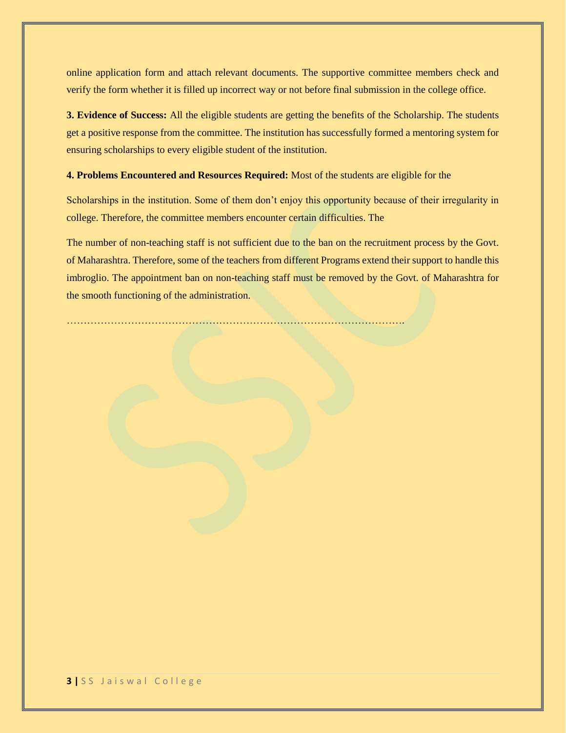online application form and attach relevant documents. The supportive committee members check and verify the form whether it is filled up incorrect way or not before final submission in the college office.

**3. Evidence of Success:** All the eligible students are getting the benefits of the Scholarship. The students get a positive response from the committee. The institution has successfully formed a mentoring system for ensuring scholarships to every eligible student of the institution.

**4. Problems Encountered and Resources Required:** Most of the students are eligible for the

Scholarships in the institution. Some of them don't enjoy this opportunity because of their irregularity in college. Therefore, the committee members encounter certain difficulties. The

The number of non-teaching staff is not sufficient due to the ban on the recruitment process by the Govt. of Maharashtra. Therefore, some of the teachers from different Programs extend their support to handle this imbroglio. The appointment ban on non-teaching staff must be removed by the Govt. of Maharashtra for the smooth functioning of the administration.

…………………………………………………………………………………………….